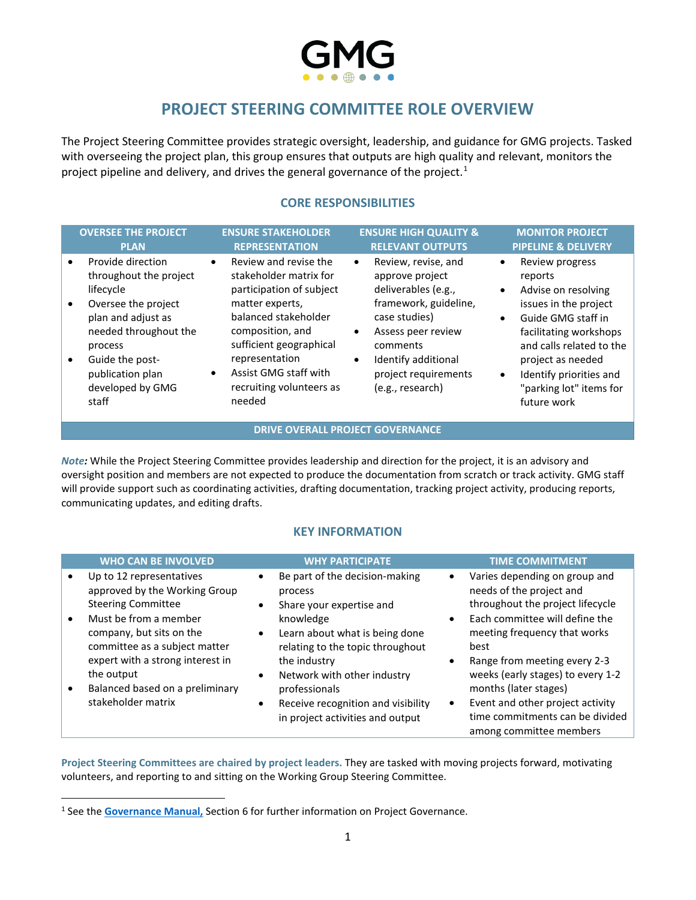# GMG

## PROJECT STEERING COMMITTEE ROLE OVERVIEW

The Project Steering Committee provides strategic oversight, leadership, and guidance for GMG projects. Tasked with overseeing the project plan, this group ensures that outputs are high quality and relevant, monitors the project pipeline and delivery, and drives the general governance of the project.[1]

### CORE RESPONSIBILITIES

| OVERSEE THE PROJECT PLAN | ENSURE STAKEHOLDER REPRESENTATION | ENSURE HIGH QUALITY & RELEVANT OUTPUTS | MONITOR PROJECT PIPELINE & DELIVERY |
|---|---|---|---|
| • Provide direction throughout the project lifecycle<br>• Oversee the project plan and adjust as needed throughout the process<br>• Guide the post-publication plan developed by GMG staff | • Review and revise the stakeholder matrix for participation of subject matter experts, balanced stakeholder composition, and sufficient geographical representation<br>• Assist GMG staff with recruiting volunteers as needed | • Review, revise, and approve project deliverables (e.g., framework, guideline, case studies)<br>• Assess peer review comments<br>• Identify additional project requirements (e.g., research) | • Review progress reports<br>• Advise on resolving issues in the project<br>• Guide GMG staff in facilitating workshops and calls related to the project as needed<br>• Identify priorities and "parking lot" items for future work |
| DRIVE OVERALL PROJECT GOVERNANCE | | | |

***Note:*** While the Project Steering Committee provides leadership and direction for the project, it is an advisory and oversight position and members are not expected to produce the documentation from scratch or track activity. GMG staff will provide support such as coordinating activities, drafting documentation, tracking project activity, producing reports, communicating updates, and editing drafts.

### KEY INFORMATION

| WHO CAN BE INVOLVED | WHY PARTICIPATE | TIME COMMITMENT |
|---|---|---|
| • Up to 12 representatives approved by the Working Group Steering Committee<br>• Must be from a member company, but sits on the committee as a subject matter expert with a strong interest in the output<br>• Balanced based on a preliminary stakeholder matrix | • Be part of the decision-making process<br>• Share your expertise and knowledge<br>• Learn about what is being done relating to the topic throughout the industry<br>• Network with other industry professionals<br>• Receive recognition and visibility in project activities and output | • Varies depending on group and needs of the project and throughout the project lifecycle<br>• Each committee will define the meeting frequency that works best<br>• Range from meeting every 2-3 weeks (early stages) to every 1-2 months (later stages)<br>• Event and other project activity time commitments can be divided among committee members |

**Project Steering Committees are chaired by project leaders.** They are tasked with moving projects forward, motivating volunteers, and reporting to and sitting on the Working Group Steering Committee.

---

[1] See the **Governance Manual,** Section 6 for further information on Project Governance.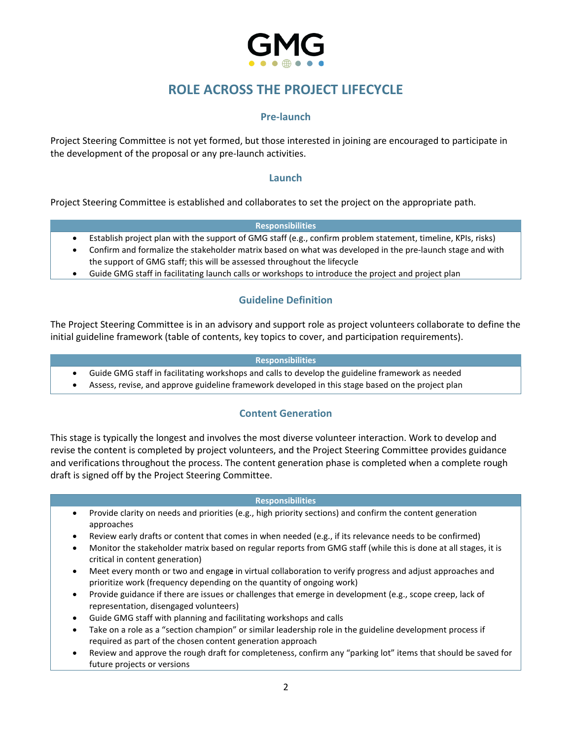# ROLE ACROSS THE PROJECT LIFECYCLE

## Pre-launch

Project Steering Committee is not yet formed, but those interested in joining are encouraged to participate in the development of the proposal or any pre-launch activities.

## Launch

Project Steering Committee is established and collaborates to set the project on the appropriate path.

| Responsibilities |
|---|
| • Establish project plan with the support of GMG staff (e.g., confirm problem statement, timeline, KPIs, risks)<br>• Confirm and formalize the stakeholder matrix based on what was developed in the pre-launch stage and with the support of GMG staff; this will be assessed throughout the lifecycle<br>• Guide GMG staff in facilitating launch calls or workshops to introduce the project and project plan |

## Guideline Definition

The Project Steering Committee is in an advisory and support role as project volunteers collaborate to define the initial guideline framework (table of contents, key topics to cover, and participation requirements).

| Responsibilities |
|---|
| • Guide GMG staff in facilitating workshops and calls to develop the guideline framework as needed<br>• Assess, revise, and approve guideline framework developed in this stage based on the project plan |

## Content Generation

This stage is typically the longest and involves the most diverse volunteer interaction. Work to develop and revise the content is completed by project volunteers, and the Project Steering Committee provides guidance and verifications throughout the process. The content generation phase is completed when a complete rough draft is signed off by the Project Steering Committee.

| Responsibilities |
|---|
| • Provide clarity on needs and priorities (e.g., high priority sections) and confirm the content generation approaches<br>• Review early drafts or content that comes in when needed (e.g., if its relevance needs to be confirmed)<br>• Monitor the stakeholder matrix based on regular reports from GMG staff (while this is done at all stages, it is critical in content generation)<br>• Meet every month or two and engage in virtual collaboration to verify progress and adjust approaches and prioritize work (frequency depending on the quantity of ongoing work)<br>• Provide guidance if there are issues or challenges that emerge in development (e.g., scope creep, lack of representation, disengaged volunteers)<br>• Guide GMG staff with planning and facilitating workshops and calls<br>• Take on a role as a "section champion" or similar leadership role in the guideline development process if required as part of the chosen content generation approach<br>• Review and approve the rough draft for completeness, confirm any "parking lot" items that should be saved for future projects or versions |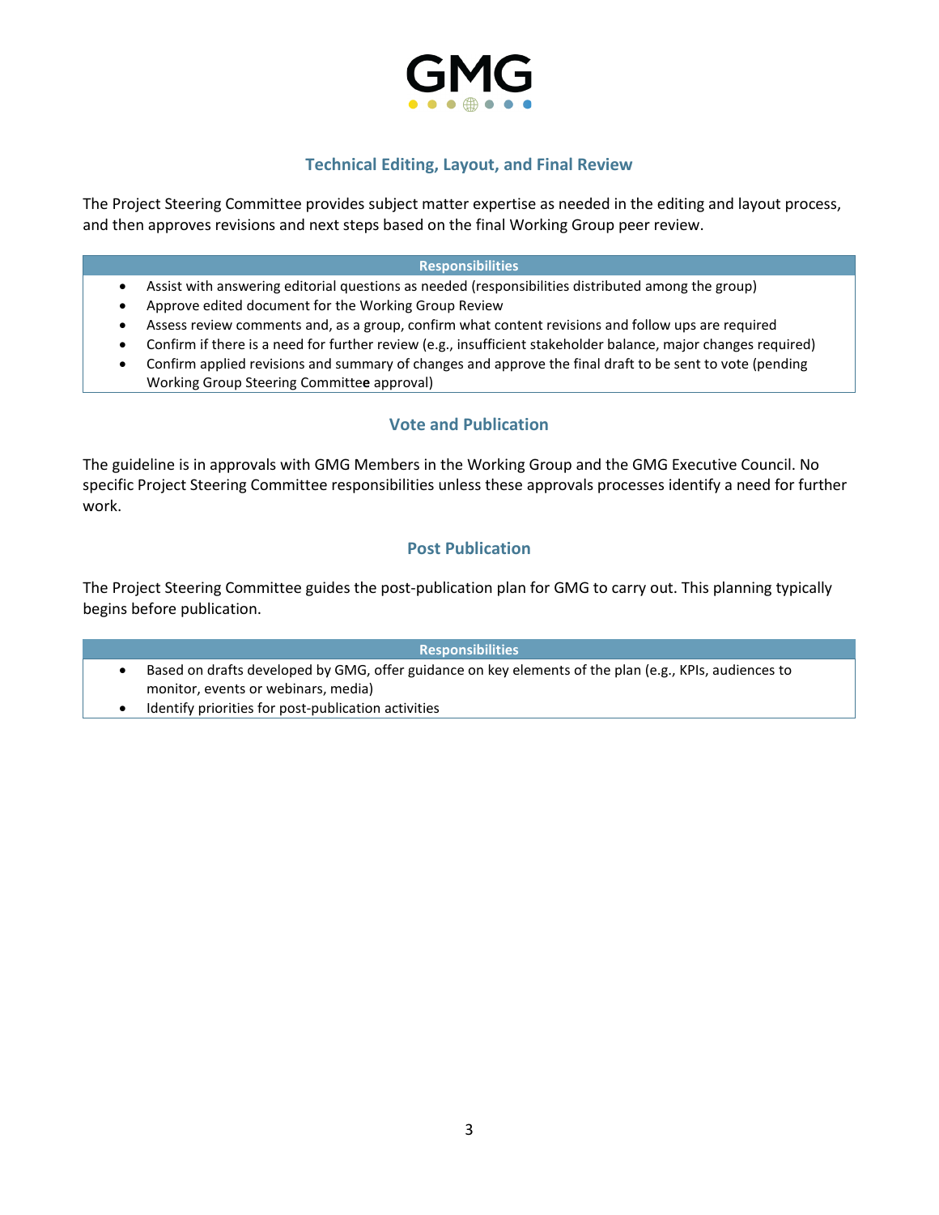## Technical Editing, Layout, and Final Review

The Project Steering Committee provides subject matter expertise as needed in the editing and layout process, and then approves revisions and next steps based on the final Working Group peer review.

| Responsibilities |
| --- |
| • Assist with answering editorial questions as needed (responsibilities distributed among the group)<br>• Approve edited document for the Working Group Review<br>• Assess review comments and, as a group, confirm what content revisions and follow ups are required<br>• Confirm if there is a need for further review (e.g., insufficient stakeholder balance, major changes required)<br>• Confirm applied revisions and summary of changes and approve the final draft to be sent to vote (pending Working Group Steering Committee approval) |

## Vote and Publication

The guideline is in approvals with GMG Members in the Working Group and the GMG Executive Council. No specific Project Steering Committee responsibilities unless these approvals processes identify a need for further work.

## Post Publication

The Project Steering Committee guides the post-publication plan for GMG to carry out. This planning typically begins before publication.

| Responsibilities |
| --- |
| • Based on drafts developed by GMG, offer guidance on key elements of the plan (e.g., KPIs, audiences to monitor, events or webinars, media)<br>• Identify priorities for post-publication activities |